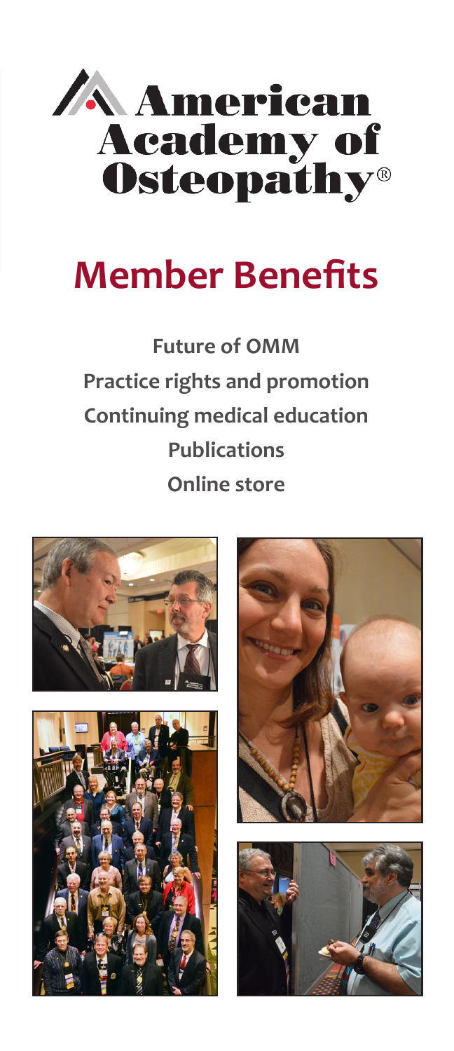# American Academy of Osteopathy®

# Member Benefits

**Future of OMM**

**Practice rights and promotion**

**Continuing medical education**

**Publications**

**Online store**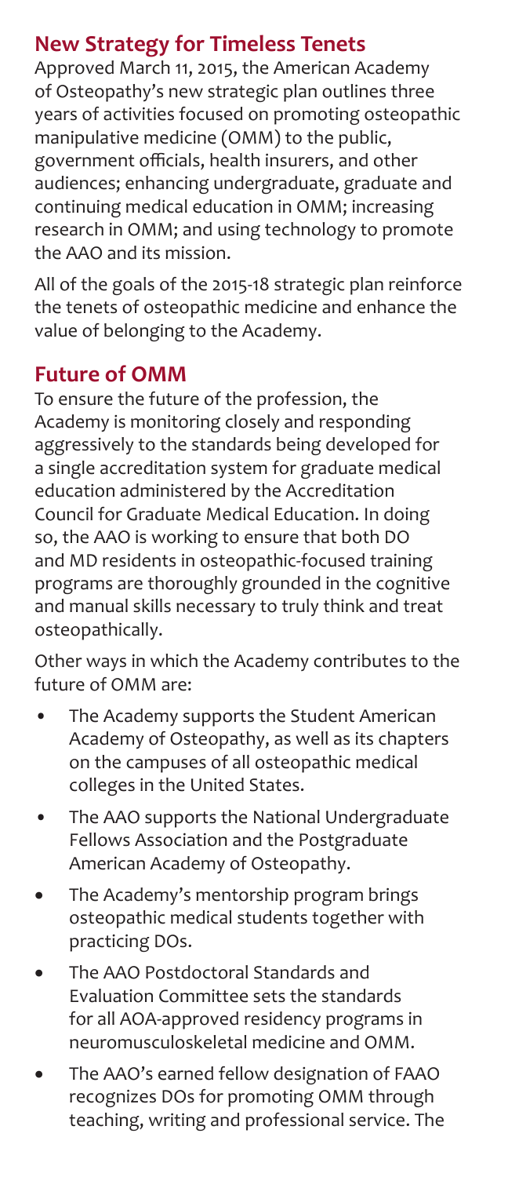## New Strategy for Timeless Tenets

Approved March 11, 2015, the American Academy of Osteopathy's new strategic plan outlines three years of activities focused on promoting osteopathic manipulative medicine (OMM) to the public, government officials, health insurers, and other audiences; enhancing undergraduate, graduate and continuing medical education in OMM; increasing research in OMM; and using technology to promote the AAO and its mission.

All of the goals of the 2015-18 strategic plan reinforce the tenets of osteopathic medicine and enhance the value of belonging to the Academy.

## Future of OMM

To ensure the future of the profession, the Academy is monitoring closely and responding aggressively to the standards being developed for a single accreditation system for graduate medical education administered by the Accreditation Council for Graduate Medical Education. In doing so, the AAO is working to ensure that both DO and MD residents in osteopathic-focused training programs are thoroughly grounded in the cognitive and manual skills necessary to truly think and treat osteopathically.

Other ways in which the Academy contributes to the future of OMM are:

- The Academy supports the Student American Academy of Osteopathy, as well as its chapters on the campuses of all osteopathic medical colleges in the United States.
- The AAO supports the National Undergraduate Fellows Association and the Postgraduate American Academy of Osteopathy.
- The Academy's mentorship program brings osteopathic medical students together with practicing DOs.
- The AAO Postdoctoral Standards and Evaluation Committee sets the standards for all AOA-approved residency programs in neuromusculoskeletal medicine and OMM.
- The AAO's earned fellow designation of FAAO recognizes DOs for promoting OMM through teaching, writing and professional service. The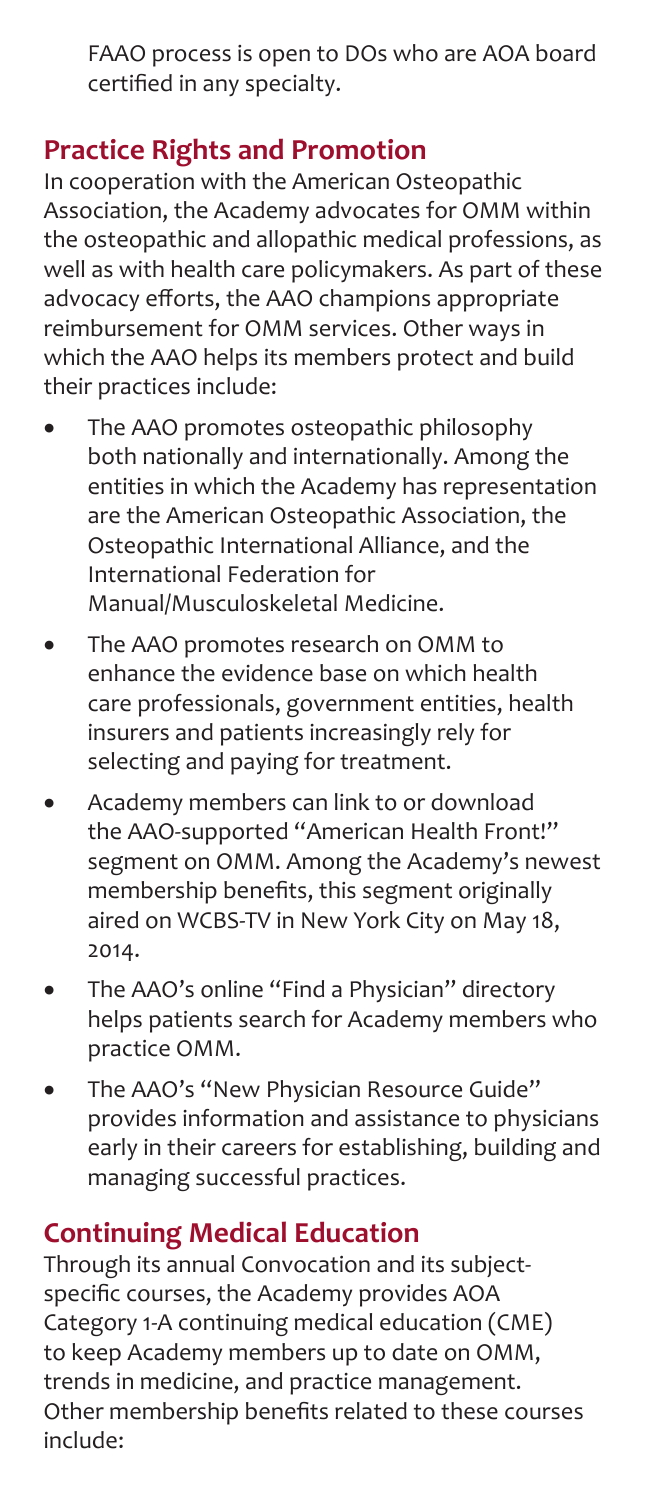FAAO process is open to DOs who are AOA board certified in any specialty.

## Practice Rights and Promotion

In cooperation with the American Osteopathic Association, the Academy advocates for OMM within the osteopathic and allopathic medical professions, as well as with health care policymakers. As part of these advocacy efforts, the AAO champions appropriate reimbursement for OMM services. Other ways in which the AAO helps its members protect and build their practices include:

- The AAO promotes osteopathic philosophy both nationally and internationally. Among the entities in which the Academy has representation are the American Osteopathic Association, the Osteopathic International Alliance, and the International Federation for Manual/Musculoskeletal Medicine.
- The AAO promotes research on OMM to enhance the evidence base on which health care professionals, government entities, health insurers and patients increasingly rely for selecting and paying for treatment.
- Academy members can link to or download the AAO-supported "American Health Front!" segment on OMM. Among the Academy's newest membership benefits, this segment originally aired on WCBS-TV in New York City on May 18, 2014.
- The AAO's online "Find a Physician" directory helps patients search for Academy members who practice OMM.
- The AAO's "New Physician Resource Guide" provides information and assistance to physicians early in their careers for establishing, building and managing successful practices.

## Continuing Medical Education

Through its annual Convocation and its subject-specific courses, the Academy provides AOA Category 1-A continuing medical education (CME) to keep Academy members up to date on OMM, trends in medicine, and practice management. Other membership benefits related to these courses include: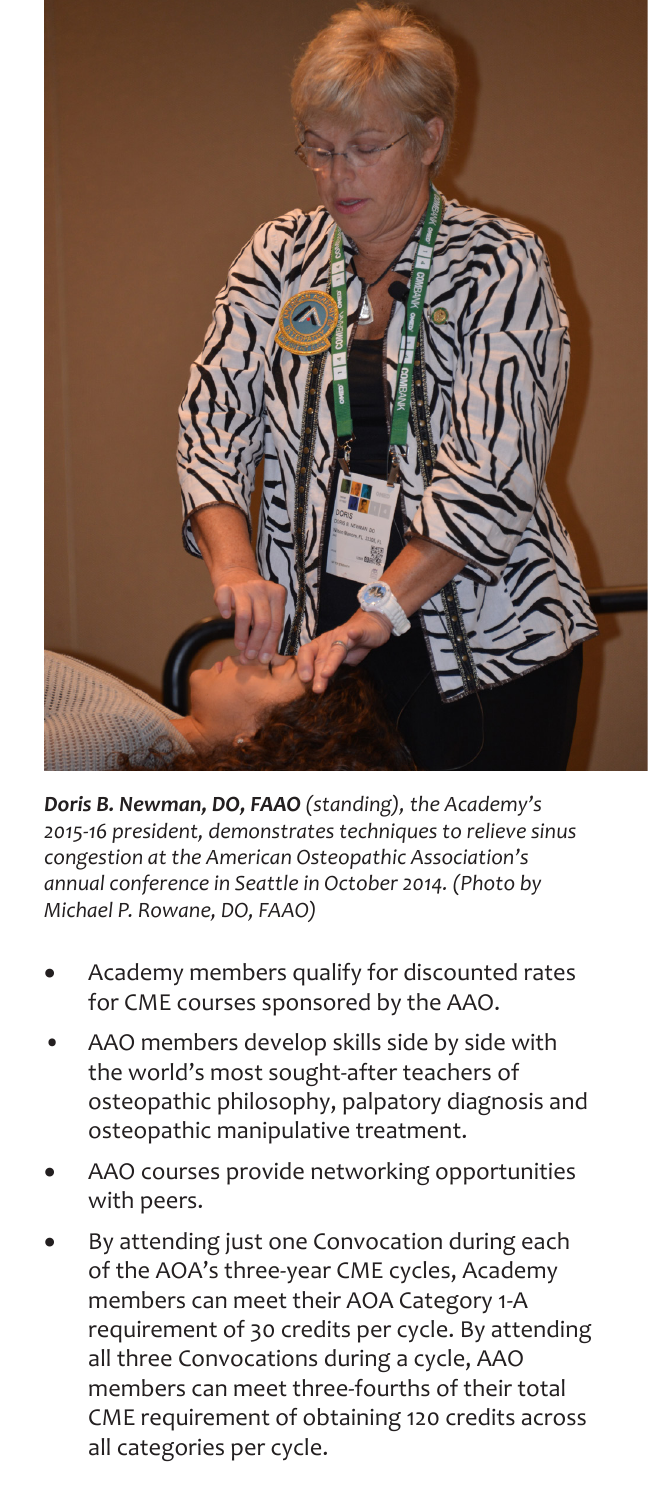***Doris B. Newman, DO, FAAO** (standing), the Academy's 2015-16 president, demonstrates techniques to relieve sinus congestion at the American Osteopathic Association's annual conference in Seattle in October 2014. (Photo by Michael P. Rowane, DO, FAAO)*

- Academy members qualify for discounted rates for CME courses sponsored by the AAO.
- AAO members develop skills side by side with the world's most sought-after teachers of osteopathic philosophy, palpatory diagnosis and osteopathic manipulative treatment.
- AAO courses provide networking opportunities with peers.
- By attending just one Convocation during each of the AOA's three-year CME cycles, Academy members can meet their AOA Category 1-A requirement of 30 credits per cycle. By attending all three Convocations during a cycle, AAO members can meet three-fourths of their total CME requirement of obtaining 120 credits across all categories per cycle.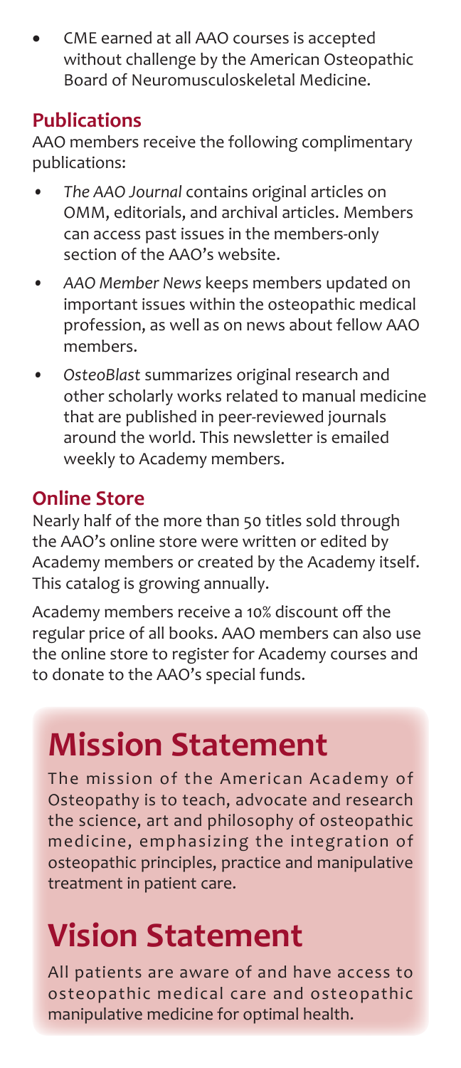- CME earned at all AAO courses is accepted without challenge by the American Osteopathic Board of Neuromusculoskeletal Medicine.

## Publications

AAO members receive the following complimentary publications:

- *The AAO Journal* contains original articles on OMM, editorials, and archival articles. Members can access past issues in the members-only section of the AAO's website.
- *AAO Member News* keeps members updated on important issues within the osteopathic medical profession, as well as on news about fellow AAO members.
- *OsteoBlast* summarizes original research and other scholarly works related to manual medicine that are published in peer-reviewed journals around the world. This newsletter is emailed weekly to Academy members.

## Online Store

Nearly half of the more than 50 titles sold through the AAO's online store were written or edited by Academy members or created by the Academy itself. This catalog is growing annually.

Academy members receive a 10% discount off the regular price of all books. AAO members can also use the online store to register for Academy courses and to donate to the AAO's special funds.

# Mission Statement

The mission of the American Academy of Osteopathy is to teach, advocate and research the science, art and philosophy of osteopathic medicine, emphasizing the integration of osteopathic principles, practice and manipulative treatment in patient care.

# Vision Statement

All patients are aware of and have access to osteopathic medical care and osteopathic manipulative medicine for optimal health.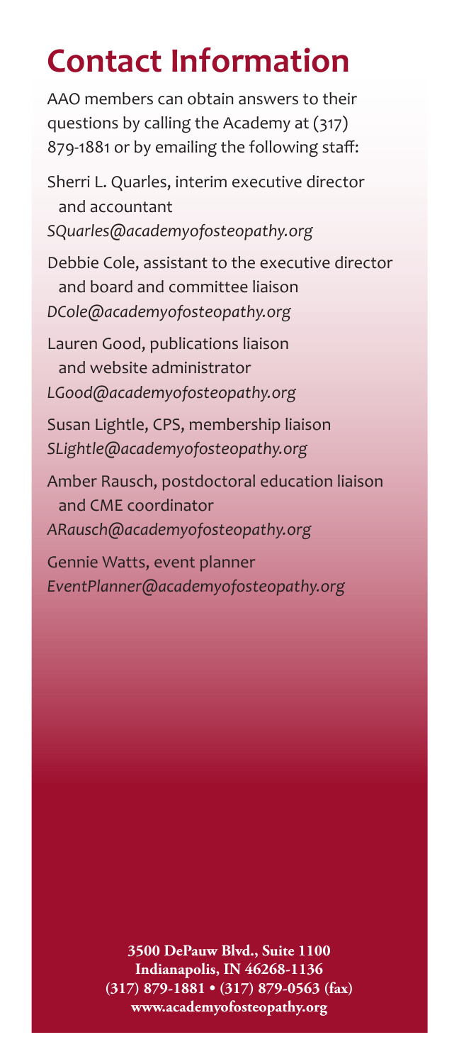# Contact Information

AAO members can obtain answers to their questions by calling the Academy at (317) 879-1881 or by emailing the following staff:

Sherri L. Quarles, interim executive director and accountant
*SQuarles@academyofosteopathy.org*

Debbie Cole, assistant to the executive director and board and committee liaison
*DCole@academyofosteopathy.org*

Lauren Good, publications liaison and website administrator
*LGood@academyofosteopathy.org*

Susan Lightle, CPS, membership liaison
*SLightle@academyofosteopathy.org*

Amber Rausch, postdoctoral education liaison and CME coordinator
*ARausch@academyofosteopathy.org*

Gennie Watts, event planner
*EventPlanner@academyofosteopathy.org*

**3500 DePauw Blvd., Suite 1100**
**Indianapolis, IN 46268-1136**
**(317) 879-1881 • (317) 879-0563 (fax)**
**www.academyofosteopathy.org**